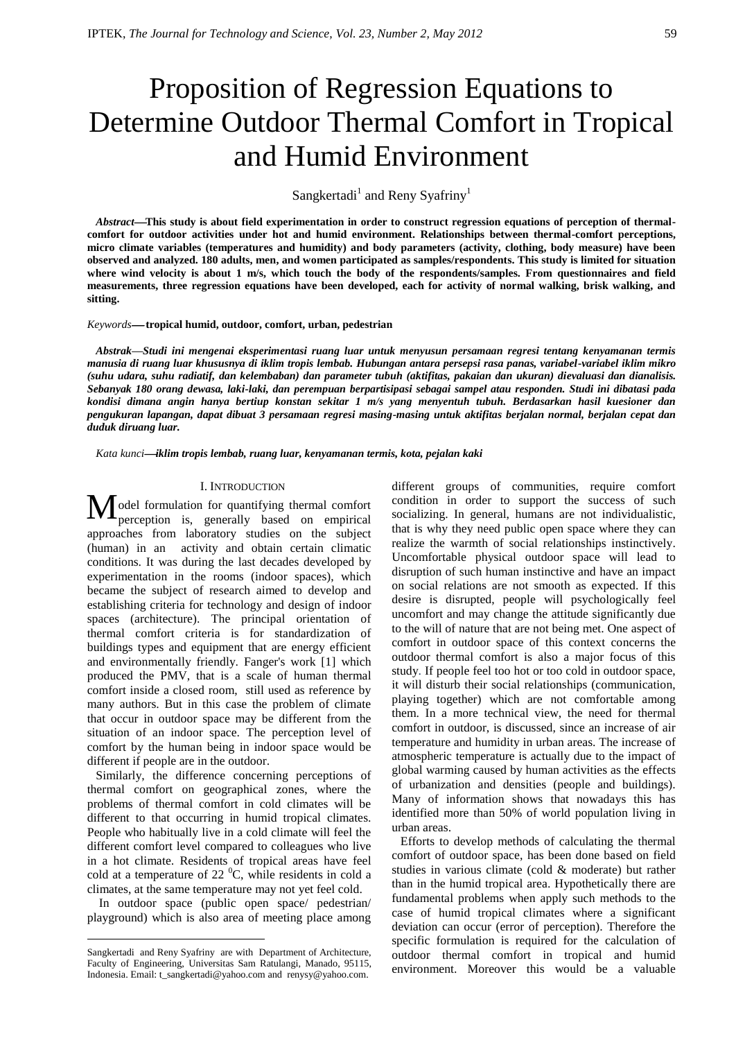# Proposition of Regression Equations to Determine Outdoor Thermal Comfort in Tropical and Humid Environment

Sangkertadi[1] and Reny Syafriny[1]

***Abstract*—This study is about field experimentation in order to construct regression equations of perception of thermal-comfort for outdoor activities under hot and humid environment. Relationships between thermal-comfort perceptions, micro climate variables (temperatures and humidity) and body parameters (activity, clothing, body measure) have been observed and analyzed. 180 adults, men, and women participated as samples/respondents. This study is limited for situation where wind velocity is about 1 m/s, which touch the body of the respondents/samples. From questionnaires and field measurements, three regression equations have been developed, each for activity of normal walking, brisk walking, and sitting.**

*Keywords*—**tropical humid, outdoor, comfort, urban, pedestrian**

***Abstrak*—*Studi ini mengenai eksperimentasi ruang luar untuk menyusun persamaan regresi tentang kenyamanan termis manusia di ruang luar khususnya di iklim tropis lembab. Hubungan antara persepsi rasa panas, variabel-variabel iklim mikro (suhu udara, suhu radiatif, dan kelembaban) dan parameter tubuh (aktifitas, pakaian dan ukuran) dievaluasi dan dianalisis. Sebanyak 180 orang dewasa, laki-laki, dan perempuan berpartisipasi sebagai sampel atau responden. Studi ini dibatasi pada kondisi dimana angin hanya bertiup konstan sekitar 1 m/s yang menyentuh tubuh. Berdasarkan hasil kuesioner dan pengukuran lapangan, dapat dibuat 3 persamaan regresi masing-masing untuk aktifitas berjalan normal, berjalan cepat dan duduk diruang luar.***

*Kata kunci*—***iklim tropis lembab, ruang luar, kenyamanan termis, kota, pejalan kaki***

## I. Introduction

Model formulation for quantifying thermal comfort perception is, generally based on empirical approaches from laboratory studies on the subject (human) in an activity and obtain certain climatic conditions. It was during the last decades developed by experimentation in the rooms (indoor spaces), which became the subject of research aimed to develop and establishing criteria for technology and design of indoor spaces (architecture). The principal orientation of thermal comfort criteria is for standardization of buildings types and equipment that are energy efficient and environmentally friendly. Fanger's work [1] which produced the PMV, that is a scale of human thermal comfort inside a closed room, still used as reference by many authors. But in this case the problem of climate that occur in outdoor space may be different from the situation of an indoor space. The perception level of comfort by the human being in indoor space would be different if people are in the outdoor.

Similarly, the difference concerning perceptions of thermal comfort on geographical zones, where the problems of thermal comfort in cold climates will be different to that occurring in humid tropical climates. People who habitually live in a cold climate will feel the different comfort level compared to colleagues who live in a hot climate. Residents of tropical areas have feel cold at a temperature of 22 $^0$C, while residents in cold a climates, at the same temperature may not yet feel cold.

In outdoor space (public open space/ pedestrian/ playground) which is also area of meeting place among different groups of communities, require comfort condition in order to support the success of such socializing. In general, humans are not individualistic, that is why they need public open space where they can realize the warmth of social relationships instinctively. Uncomfortable physical outdoor space will lead to disruption of such human instinctive and have an impact on social relations are not smooth as expected. If this desire is disrupted, people will psychologically feel uncomfort and may change the attitude significantly due to the will of nature that are not being met. One aspect of comfort in outdoor space of this context concerns the outdoor thermal comfort is also a major focus of this study. If people feel too hot or too cold in outdoor space, it will disturb their social relationships (communication, playing together) which are not comfortable among them. In a more technical view, the need for thermal comfort in outdoor, is discussed, since an increase of air temperature and humidity in urban areas. The increase of atmospheric temperature is actually due to the impact of global warming caused by human activities as the effects of urbanization and densities (people and buildings). Many of information shows that nowadays this has identified more than 50% of world population living in urban areas.

Efforts to develop methods of calculating the thermal comfort of outdoor space, has been done based on field studies in various climate (cold & moderate) but rather than in the humid tropical area. Hypothetically there are fundamental problems when apply such methods to the case of humid tropical climates where a significant deviation can occur (error of perception). Therefore the specific formulation is required for the calculation of outdoor thermal comfort in tropical and humid environment. Moreover this would be a valuable

---

Sangkertadi and Reny Syafriny are with Department of Architecture, Faculty of Engineering, Universitas Sam Ratulangi, Manado, 95115, Indonesia. Email: t_sangkertadi@yahoo.com and renysy@yahoo.com.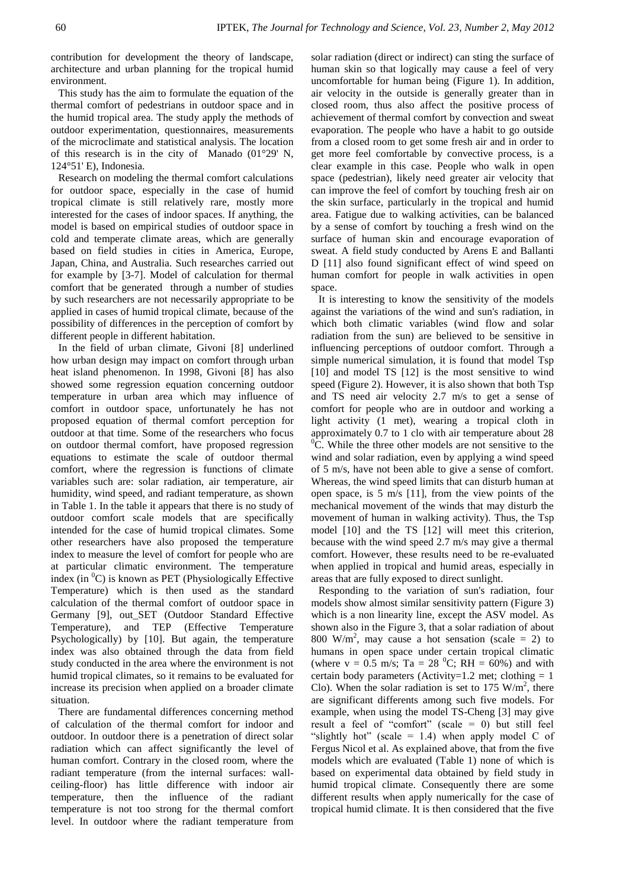contribution for development the theory of landscape, architecture and urban planning for the tropical humid environment.

This study has the aim to formulate the equation of the thermal comfort of pedestrians in outdoor space and in the humid tropical area. The study apply the methods of outdoor experimentation, questionnaires, measurements of the microclimate and statistical analysis. The location of this research is in the city of Manado (01°29' N, 124°51' E), Indonesia.

Research on modeling the thermal comfort calculations for outdoor space, especially in the case of humid tropical climate is still relatively rare, mostly more interested for the cases of indoor spaces. If anything, the model is based on empirical studies of outdoor space in cold and temperate climate areas, which are generally based on field studies in cities in America, Europe, Japan, China, and Australia. Such researches carried out for example by [3-7]. Model of calculation for thermal comfort that be generated through a number of studies by such researchers are not necessarily appropriate to be applied in cases of humid tropical climate, because of the possibility of differences in the perception of comfort by different people in different habitation.

In the field of urban climate, Givoni [8] underlined how urban design may impact on comfort through urban heat island phenomenon. In 1998, Givoni [8] has also showed some regression equation concerning outdoor temperature in urban area which may influence of comfort in outdoor space, unfortunately he has not proposed equation of thermal comfort perception for outdoor at that time. Some of the researchers who focus on outdoor thermal comfort, have proposed regression equations to estimate the scale of outdoor thermal comfort, where the regression is functions of climate variables such are: solar radiation, air temperature, air humidity, wind speed, and radiant temperature, as shown in Table 1. In the table it appears that there is no study of outdoor comfort scale models that are specifically intended for the case of humid tropical climates. Some other researchers have also proposed the temperature index to measure the level of comfort for people who are at particular climatic environment. The temperature index (in $^0$C) is known as PET (Physiologically Effective Temperature) which is then used as the standard calculation of the thermal comfort of outdoor space in Germany [9], out_SET (Outdoor Standard Effective Temperature), and TEP (Effective Temperature Psychologically) by [10]. But again, the temperature index was also obtained through the data from field study conducted in the area where the environment is not humid tropical climates, so it remains to be evaluated for increase its precision when applied on a broader climate situation.

There are fundamental differences concerning method of calculation of the thermal comfort for indoor and outdoor. In outdoor there is a penetration of direct solar radiation which can affect significantly the level of human comfort. Contrary in the closed room, where the radiant temperature (from the internal surfaces: wall-ceiling-floor) has little difference with indoor air temperature, then the influence of the radiant temperature is not too strong for the thermal comfort level. In outdoor where the radiant temperature from solar radiation (direct or indirect) can sting the surface of human skin so that logically may cause a feel of very uncomfortable for human being (Figure 1). In addition, air velocity in the outside is generally greater than in closed room, thus also affect the positive process of achievement of thermal comfort by convection and sweat evaporation. The people who have a habit to go outside from a closed room to get some fresh air and in order to get more feel comfortable by convective process, is a clear example in this case. People who walk in open space (pedestrian), likely need greater air velocity that can improve the feel of comfort by touching fresh air on the skin surface, particularly in the tropical and humid area. Fatigue due to walking activities, can be balanced by a sense of comfort by touching a fresh wind on the surface of human skin and encourage evaporation of sweat. A field study conducted by Arens E and Ballanti D [11] also found significant effect of wind speed on human comfort for people in walk activities in open space.

It is interesting to know the sensitivity of the models against the variations of the wind and sun's radiation, in which both climatic variables (wind flow and solar radiation from the sun) are believed to be sensitive in influencing perceptions of outdoor comfort. Through a simple numerical simulation, it is found that model Tsp [10] and model TS [12] is the most sensitive to wind speed (Figure 2). However, it is also shown that both Tsp and TS need air velocity 2.7 m/s to get a sense of comfort for people who are in outdoor and working a light activity (1 met), wearing a tropical cloth in approximately 0.7 to 1 clo with air temperature about 28 $^0$C. While the three other models are not sensitive to the wind and solar radiation, even by applying a wind speed of 5 m/s, have not been able to give a sense of comfort. Whereas, the wind speed limits that can disturb human at open space, is 5 m/s [11], from the view points of the mechanical movement of the winds that may disturb the movement of human in walking activity). Thus, the Tsp model [10] and the TS [12] will meet this criterion, because with the wind speed 2.7 m/s may give a thermal comfort. However, these results need to be re-evaluated when applied in tropical and humid areas, especially in areas that are fully exposed to direct sunlight.

Responding to the variation of sun's radiation, four models show almost similar sensitivity pattern (Figure 3) which is a non linearity line, except the ASV model. As shown also in the Figure 3, that a solar radiation of about 800 W/m$^2$, may cause a hot sensation (scale = 2) to humans in open space under certain tropical climatic (where v = 0.5 m/s; Ta = 28 $^0$C; RH = 60%) and with certain body parameters (Activity=1.2 met; clothing = 1 Clo). When the solar radiation is set to 175 W/m$^2$, there are significant differents among such five models. For example, when using the model TS-Cheng [3] may give result a feel of "comfort" (scale = 0) but still feel "slightly hot" (scale = 1.4) when apply model C of Fergus Nicol et al. As explained above, that from the five models which are evaluated (Table 1) none of which is based on experimental data obtained by field study in humid tropical climate. Consequently there are some different results when apply numerically for the case of tropical humid climate. It is then considered that the five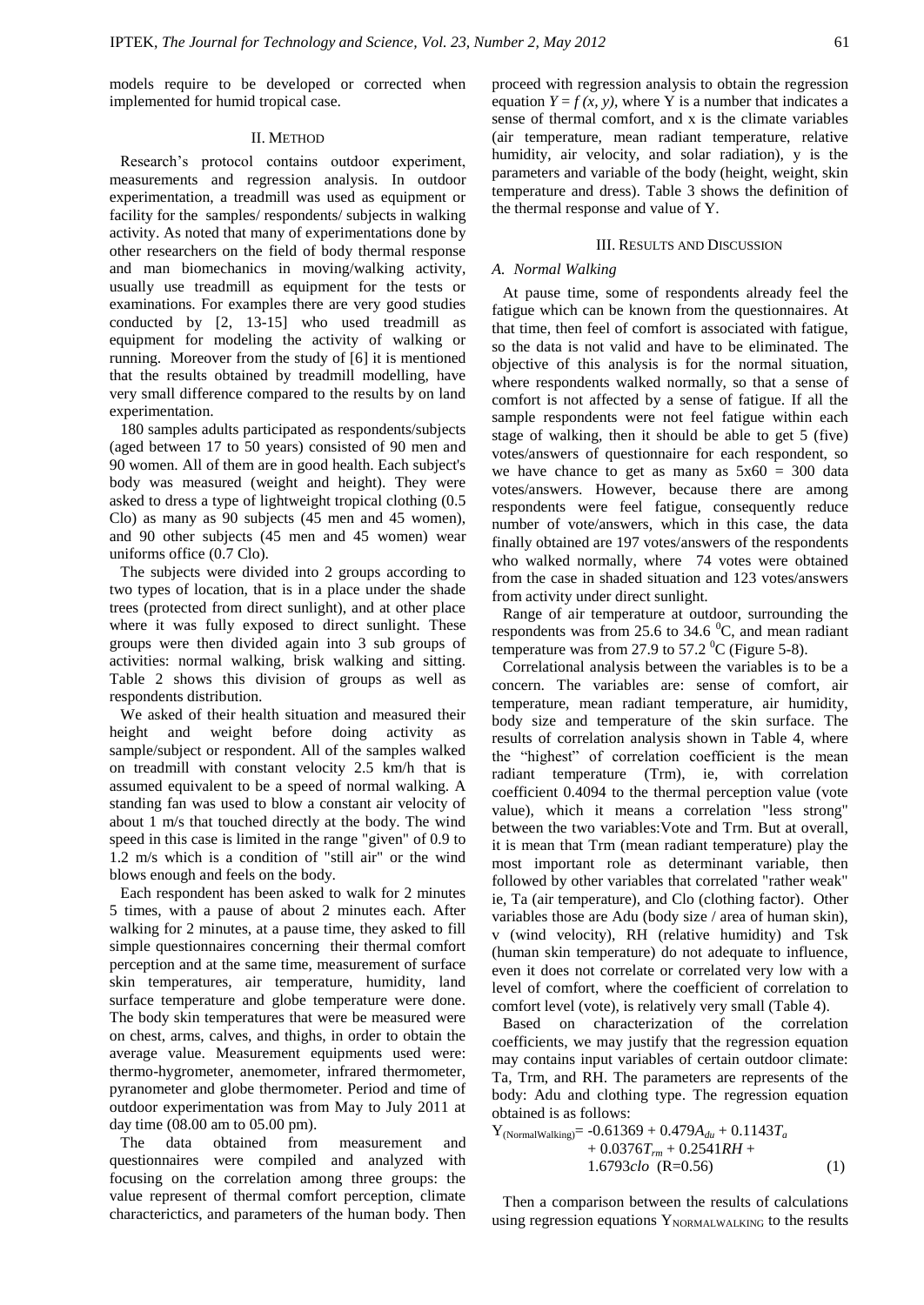models require to be developed or corrected when implemented for humid tropical case.

## II. Method

Research's protocol contains outdoor experiment, measurements and regression analysis. In outdoor experimentation, a treadmill was used as equipment or facility for the samples/ respondents/ subjects in walking activity. As noted that many of experimentations done by other researchers on the field of body thermal response and man biomechanics in moving/walking activity, usually use treadmill as equipment for the tests or examinations. For examples there are very good studies conducted by [2, 13-15] who used treadmill as equipment for modeling the activity of walking or running. Moreover from the study of [6] it is mentioned that the results obtained by treadmill modelling, have very small difference compared to the results by on land experimentation.

180 samples adults participated as respondents/subjects (aged between 17 to 50 years) consisted of 90 men and 90 women. All of them are in good health. Each subject's body was measured (weight and height). They were asked to dress a type of lightweight tropical clothing (0.5 Clo) as many as 90 subjects (45 men and 45 women), and 90 other subjects (45 men and 45 women) wear uniforms office (0.7 Clo).

The subjects were divided into 2 groups according to two types of location, that is in a place under the shade trees (protected from direct sunlight), and at other place where it was fully exposed to direct sunlight. These groups were then divided again into 3 sub groups of activities: normal walking, brisk walking and sitting. Table 2 shows this division of groups as well as respondents distribution.

We asked of their health situation and measured their height and weight before doing activity as sample/subject or respondent. All of the samples walked on treadmill with constant velocity 2.5 km/h that is assumed equivalent to be a speed of normal walking. A standing fan was used to blow a constant air velocity of about 1 m/s that touched directly at the body. The wind speed in this case is limited in the range "given" of 0.9 to 1.2 m/s which is a condition of "still air" or the wind blows enough and feels on the body.

Each respondent has been asked to walk for 2 minutes 5 times, with a pause of about 2 minutes each. After walking for 2 minutes, at a pause time, they asked to fill simple questionnaires concerning their thermal comfort perception and at the same time, measurement of surface skin temperatures, air temperature, humidity, land surface temperature and globe temperature were done. The body skin temperatures that were be measured were on chest, arms, calves, and thighs, in order to obtain the average value. Measurement equipments used were: thermo-hygrometer, anemometer, infrared thermometer, pyranometer and globe thermometer. Period and time of outdoor experimentation was from May to July 2011 at day time (08.00 am to 05.00 pm).

The data obtained from measurement and questionnaires were compiled and analyzed with focusing on the correlation among three groups: the value represent of thermal comfort perception, climate characterictics, and parameters of the human body. Then proceed with regression analysis to obtain the regression equation $Y = f(x, y)$, where Y is a number that indicates a sense of thermal comfort, and x is the climate variables (air temperature, mean radiant temperature, relative humidity, air velocity, and solar radiation), y is the parameters and variable of the body (height, weight, skin temperature and dress). Table 3 shows the definition of the thermal response and value of Y.

## III. Results and Discussion

### A. Normal Walking

At pause time, some of respondents already feel the fatigue which can be known from the questionnaires. At that time, then feel of comfort is associated with fatigue, so the data is not valid and have to be eliminated. The objective of this analysis is for the normal situation, where respondents walked normally, so that a sense of comfort is not affected by a sense of fatigue. If all the sample respondents were not feel fatigue within each stage of walking, then it should be able to get 5 (five) votes/answers of questionnaire for each respondent, so we have chance to get as many as 5x60 = 300 data votes/answers. However, because there are among respondents were feel fatigue, consequently reduce number of vote/answers, which in this case, the data finally obtained are 197 votes/answers of the respondents who walked normally, where 74 votes were obtained from the case in shaded situation and 123 votes/answers from activity under direct sunlight.

Range of air temperature at outdoor, surrounding the respondents was from 25.6 to 34.6 $^0$C, and mean radiant temperature was from 27.9 to 57.2 $^0$C (Figure 5-8).

Correlational analysis between the variables is to be a concern. The variables are: sense of comfort, air temperature, mean radiant temperature, air humidity, body size and temperature of the skin surface. The results of correlation analysis shown in Table 4, where the "highest" of correlation coefficient is the mean radiant temperature (Trm), ie, with correlation coefficient 0.4094 to the thermal perception value (vote value), which it means a correlation "less strong" between the two variables:Vote and Trm. But at overall, it is mean that Trm (mean radiant temperature) play the most important role as determinant variable, then followed by other variables that correlated "rather weak" ie, Ta (air temperature), and Clo (clothing factor). Other variables those are Adu (body size / area of human skin), v (wind velocity), RH (relative humidity) and Tsk (human skin temperature) do not adequate to influence, even it does not correlate or correlated very low with a level of comfort, where the coefficient of correlation to comfort level (vote), is relatively very small (Table 4).

Based on characterization of the correlation coefficients, we may justify that the regression equation may contains input variables of certain outdoor climate: Ta, Trm, and RH. The parameters are represents of the body: Adu and clothing type. The regression equation obtained is as follows:

$$Y_{(NormalWalking)} = -0.61369 + 0.479A_{du} + 0.1143T_a + 0.0376T_{rm} + 0.2541RH + 1.6793clo \quad (R=0.56) \qquad (1)$$

Then a comparison between the results of calculations using regression equations $Y_{NORMALWALKING}$ to the results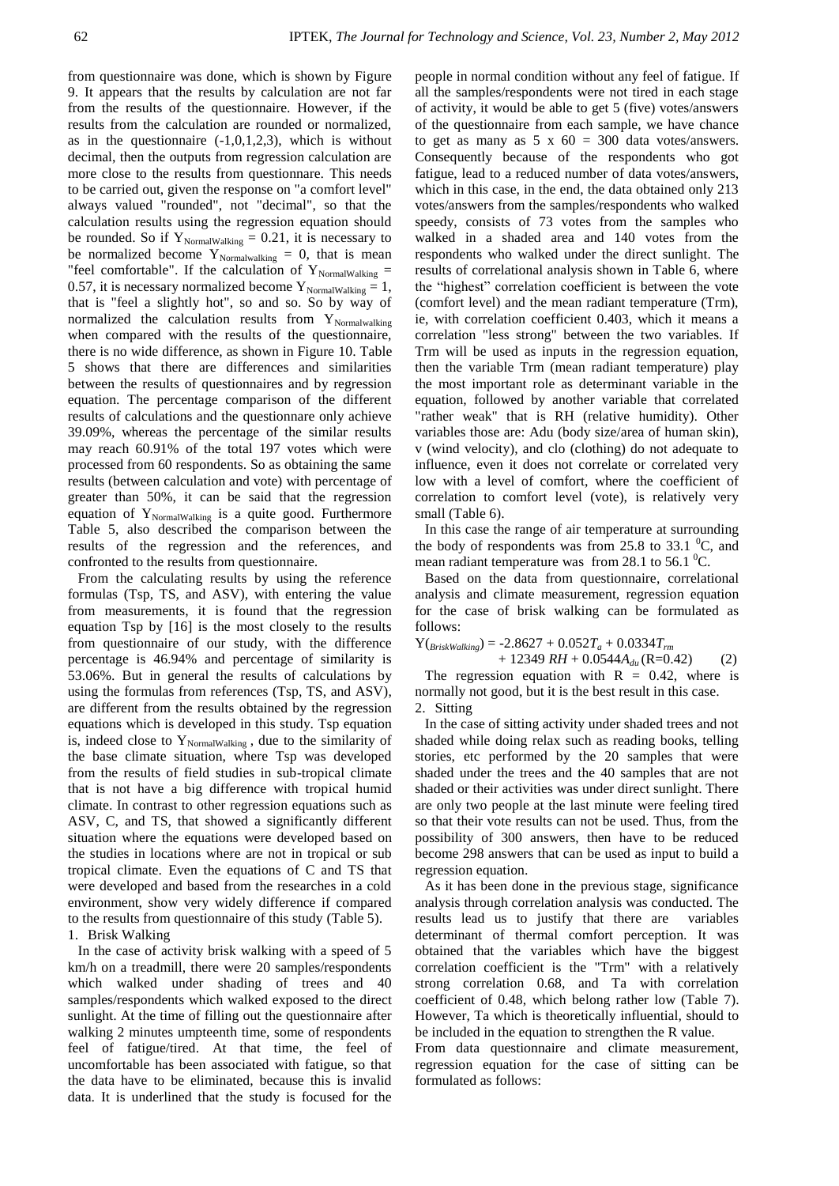from questionnaire was done, which is shown by Figure 9. It appears that the results by calculation are not far from the results of the questionnaire. However, if the results from the calculation are rounded or normalized, as in the questionnaire (-1,0,1,2,3), which is without decimal, then the outputs from regression calculation are more close to the results from questionnare. This needs to be carried out, given the response on "a comfort level" always valued "rounded", not "decimal", so that the calculation results using the regression equation should be rounded. So if $Y_{NormalWalking} = 0.21$, it is necessary to be normalized become $Y_{Normalwalking} = 0$, that is mean "feel comfortable". If the calculation of $Y_{NormalWalking} = 0.57$, it is necessary normalized become $Y_{NormalWalking} = 1$, that is "feel a slightly hot", so and so. So by way of normalized the calculation results from $Y_{Normalwalking}$ when compared with the results of the questionnaire, there is no wide difference, as shown in Figure 10. Table 5 shows that there are differences and similarities between the results of questionnaires and by regression equation. The percentage comparison of the different results of calculations and the questionnare only achieve 39.09%, whereas the percentage of the similar results may reach 60.91% of the total 197 votes which were processed from 60 respondents. So as obtaining the same results (between calculation and vote) with percentage of greater than 50%, it can be said that the regression equation of $Y_{NormalWalking}$ is a quite good. Furthermore Table 5, also described the comparison between the results of the regression and the references, and confronted to the results from questionnaire.

From the calculating results by using the reference formulas (Tsp, TS, and ASV), with entering the value from measurements, it is found that the regression equation Tsp by [16] is the most closely to the results from questionnaire of our study, with the difference percentage is 46.94% and percentage of similarity is 53.06%. But in general the results of calculations by using the formulas from references (Tsp, TS, and ASV), are different from the results obtained by the regression equations which is developed in this study. Tsp equation is, indeed close to $Y_{NormalWalking}$, due to the similarity of the base climate situation, where Tsp was developed from the results of field studies in sub-tropical climate that is not have a big difference with tropical humid climate. In contrast to other regression equations such as ASV, C, and TS, that showed a significantly different situation where the equations were developed based on the studies in locations where are not in tropical or sub tropical climate. Even the equations of C and TS that were developed and based from the researches in a cold environment, show very widely difference if compared to the results from questionnaire of this study (Table 5).

1. Brisk Walking

In the case of activity brisk walking with a speed of 5 km/h on a treadmill, there were 20 samples/respondents which walked under shading of trees and 40 samples/respondents which walked exposed to the direct sunlight. At the time of filling out the questionnaire after walking 2 minutes umpteenth time, some of respondents feel of fatigue/tired. At that time, the feel of uncomfortable has been associated with fatigue, so that the data have to be eliminated, because this is invalid data. It is underlined that the study is focused for the people in normal condition without any feel of fatigue. If all the samples/respondents were not tired in each stage of activity, it would be able to get 5 (five) votes/answers of the questionnaire from each sample, we have chance to get as many as 5 x 60 = 300 data votes/answers. Consequently because of the respondents who got fatigue, lead to a reduced number of data votes/answers, which in this case, in the end, the data obtained only 213 votes/answers from the samples/respondents who walked speedy, consists of 73 votes from the samples who walked in a shaded area and 140 votes from the respondents who walked under the direct sunlight. The results of correlational analysis shown in Table 6, where the "highest" correlation coefficient is between the vote (comfort level) and the mean radiant temperature (Trm), ie, with correlation coefficient 0.403, which it means a correlation "less strong" between the two variables. If Trm will be used as inputs in the regression equation, then the variable Trm (mean radiant temperature) play the most important role as determinant variable in the equation, followed by another variable that correlated "rather weak" that is RH (relative humidity). Other variables those are: Adu (body size/area of human skin), v (wind velocity), and clo (clothing) do not adequate to influence, even it does not correlate or correlated very low with a level of comfort, where the coefficient of correlation to comfort level (vote), is relatively very small (Table 6).

In this case the range of air temperature at surrounding the body of respondents was from 25.8 to 33.1 $^0$C, and mean radiant temperature was from 28.1 to 56.1 $^0$C.

Based on the data from questionnaire, correlational analysis and climate measurement, regression equation for the case of brisk walking can be formulated as follows:

$$Y_{(BriskWalking)} = -2.8627 + 0.052T_a + 0.0334T_{rm} + 12349\,RH + 0.0544A_{du}\,(R{=}0.42) \qquad (2)$$

The regression equation with R = 0.42, where is normally not good, but it is the best result in this case.

2. Sitting

In the case of sitting activity under shaded trees and not shaded while doing relax such as reading books, telling stories, etc performed by the 20 samples that were shaded under the trees and the 40 samples that are not shaded or their activities was under direct sunlight. There are only two people at the last minute were feeling tired so that their vote results can not be used. Thus, from the possibility of 300 answers, then have to be reduced become 298 answers that can be used as input to build a regression equation.

As it has been done in the previous stage, significance analysis through correlation analysis was conducted. The results lead us to justify that there are variables determinant of thermal comfort perception. It was obtained that the variables which have the biggest correlation coefficient is the "Trm" with a relatively strong correlation 0.68, and Ta with correlation coefficient of 0.48, which belong rather low (Table 7). However, Ta which is theoretically influential, should to be included in the equation to strengthen the R value.

From data questionnaire and climate measurement, regression equation for the case of sitting can be formulated as follows: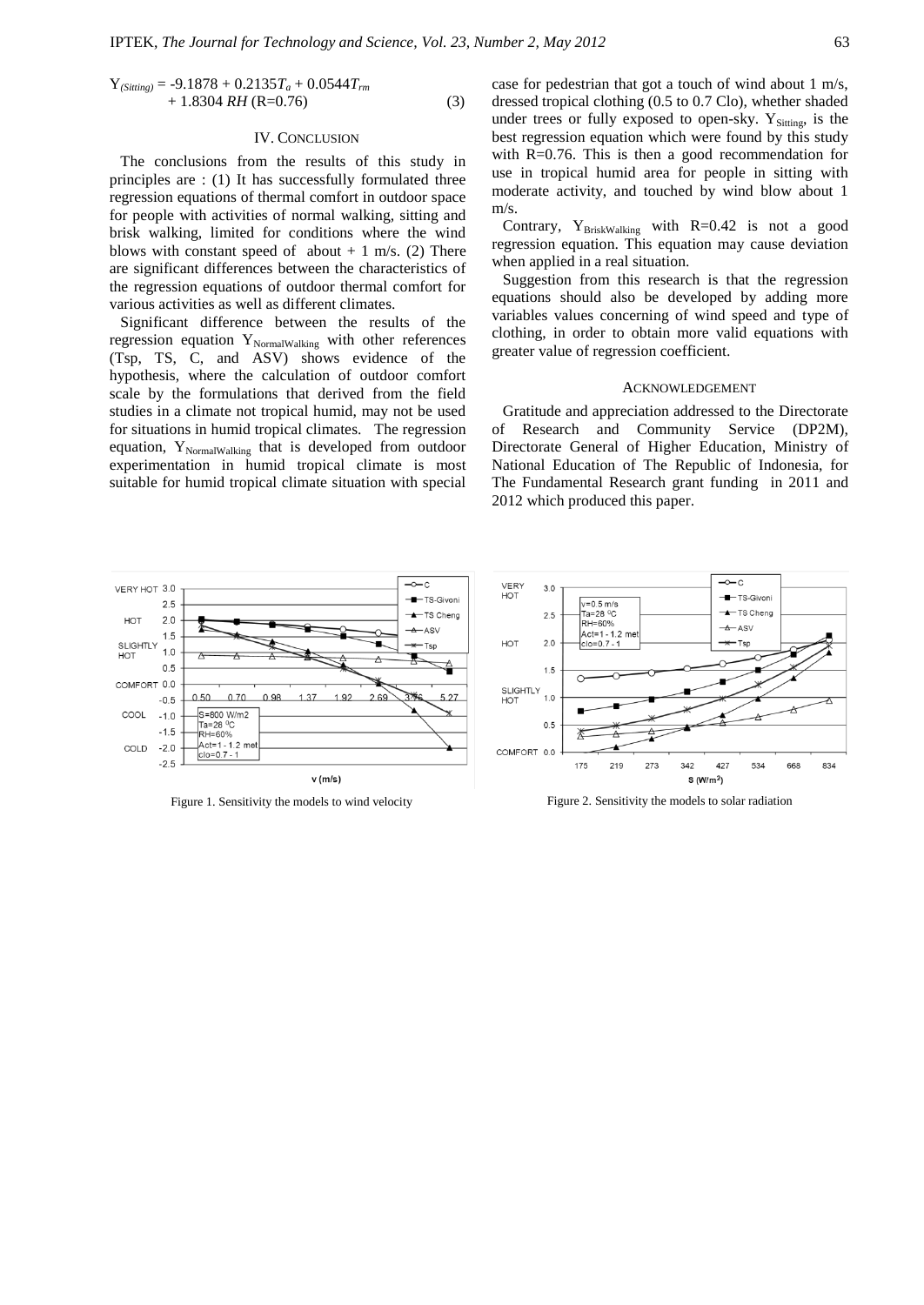$$Y_{(Sitting)} = -9.1878 + 0.2135T_a + 0.0544T_{rm} + 1.8304\,RH \text{ (R=0.76)} \quad (3)$$

## IV. CONCLUSION

The conclusions from the results of this study in principles are : (1) It has successfully formulated three regression equations of thermal comfort in outdoor space for people with activities of normal walking, sitting and brisk walking, limited for conditions where the wind blows with constant speed of about + 1 m/s. (2) There are significant differences between the characteristics of the regression equations of outdoor thermal comfort for various activities as well as different climates.

Significant difference between the results of the regression equation $Y_{NormalWalking}$ with other references (Tsp, TS, C, and ASV) shows evidence of the hypothesis, where the calculation of outdoor comfort scale by the formulations that derived from the field studies in a climate not tropical humid, may not be used for situations in humid tropical climates. The regression equation, $Y_{NormalWalking}$ that is developed from outdoor experimentation in humid tropical climate is most suitable for humid tropical climate situation with special case for pedestrian that got a touch of wind about 1 m/s, dressed tropical clothing (0.5 to 0.7 Clo), whether shaded under trees or fully exposed to open-sky. $Y_{Sitting}$, is the best regression equation which were found by this study with R=0.76. This is then a good recommendation for use in tropical humid area for people in sitting with moderate activity, and touched by wind blow about 1 m/s.

Contrary, $Y_{BriskWalking}$ with R=0.42 is not a good regression equation. This equation may cause deviation when applied in a real situation.

Suggestion from this research is that the regression equations should also be developed by adding more variables values concerning of wind speed and type of clothing, in order to obtain more valid equations with greater value of regression coefficient.

## ACKNOWLEDGEMENT

Gratitude and appreciation addressed to the Directorate of Research and Community Service (DP2M), Directorate General of Higher Education, Ministry of National Education of The Republic of Indonesia, for The Fundamental Research grant funding in 2011 and 2012 which produced this paper.

Figure 1. Sensitivity the models to wind velocity

Figure 2. Sensitivity the models to solar radiation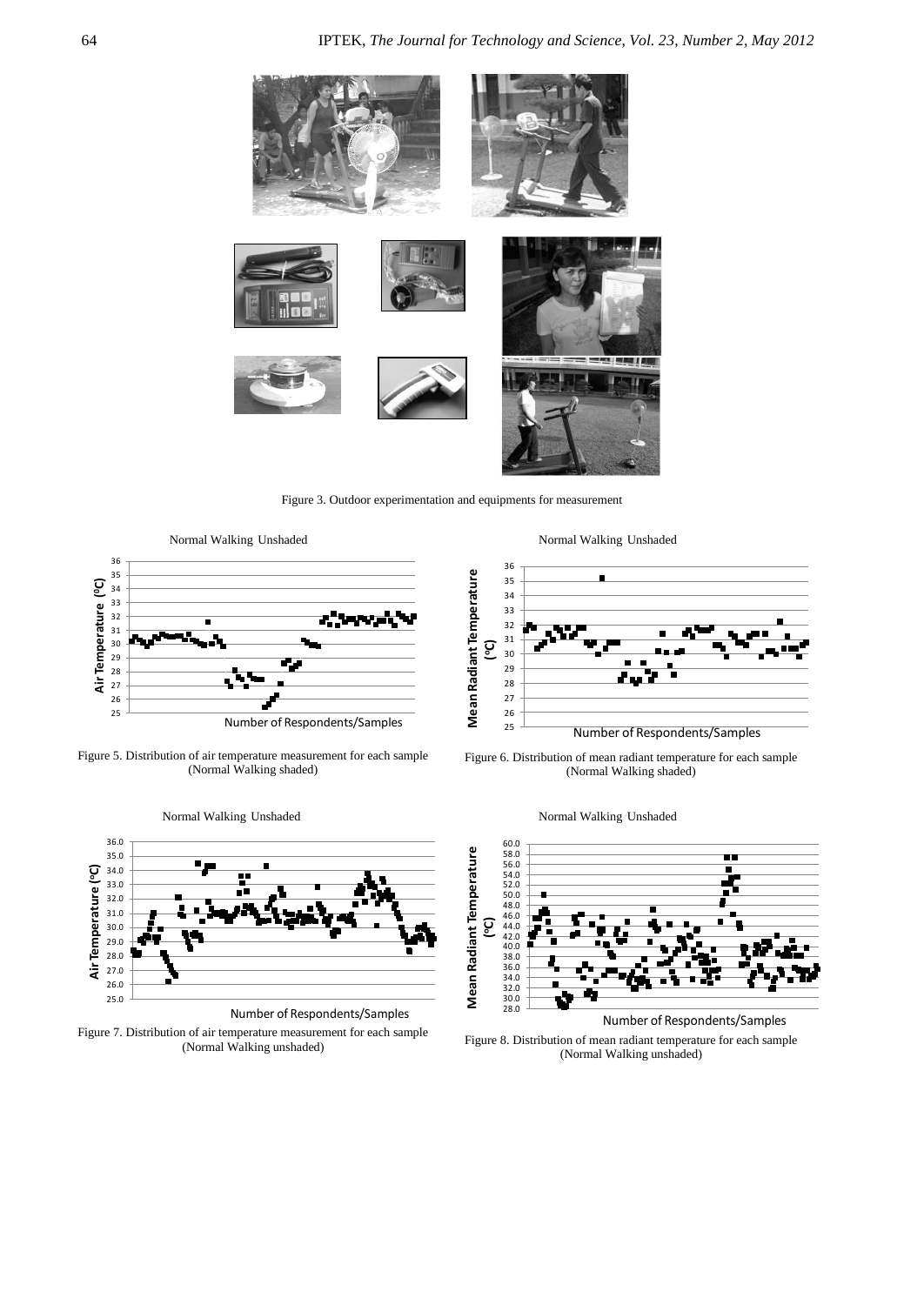Figure 3. Outdoor experimentation and equipments for measurement

Figure 5. Distribution of air temperature measurement for each sample (Normal Walking shaded)

Figure 6. Distribution of mean radiant temperature for each sample (Normal Walking shaded)

Figure 7. Distribution of air temperature measurement for each sample (Normal Walking unshaded)

Figure 8. Distribution of mean radiant temperature for each sample (Normal Walking unshaded)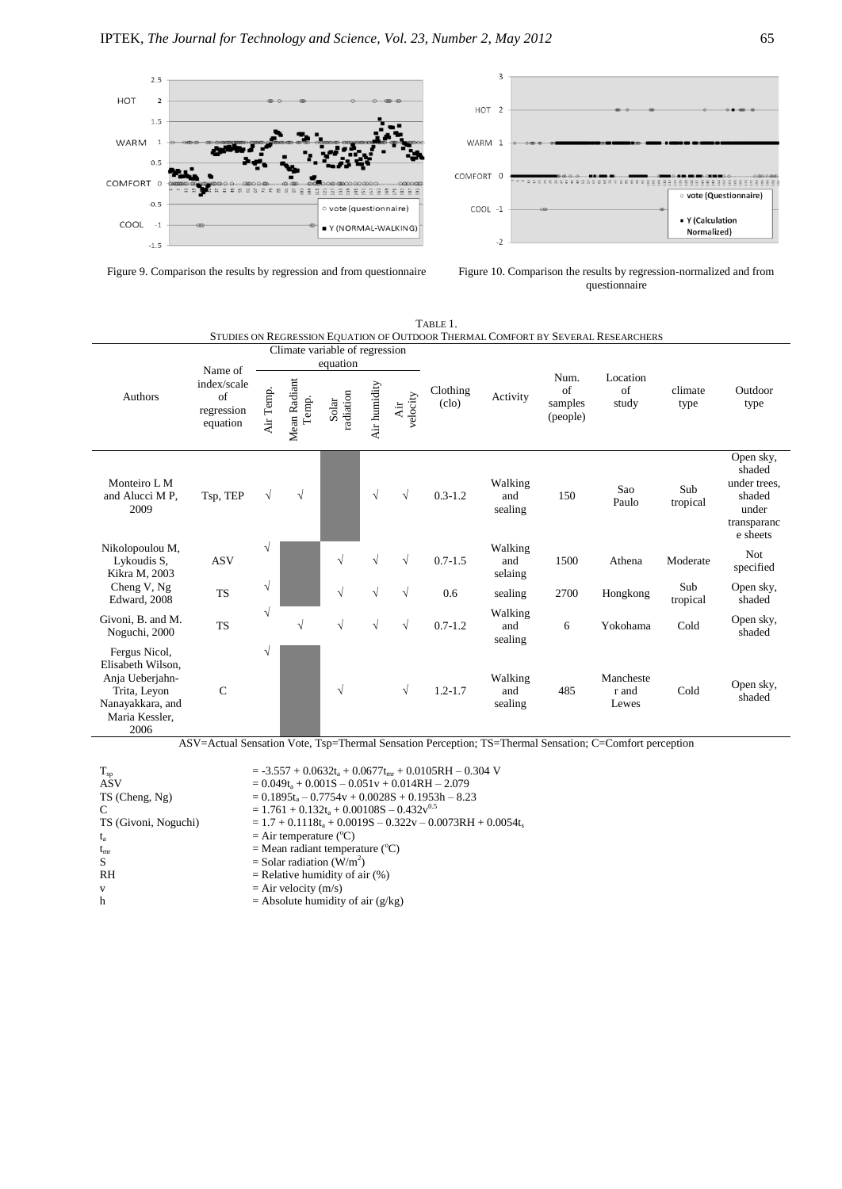Figure 9. Comparison the results by regression and from questionnaire

Figure 10. Comparison the results by regression-normalized and from questionnaire

TABLE 1.
STUDIES ON REGRESSION EQUATION OF OUTDOOR THERMAL COMFORT BY SEVERAL RESEARCHERS

| Authors | Name of index/scale of regression equation | Climate variable of regression equation | | | | | Clothing (clo) | Activity | Num. of samples (people) | Location of study | climate type | Outdoor type |
|---|---|---|---|---|---|---|---|---|---|---|---|---|
| | | Air Temp. | Mean Radiant Temp. | Solar radiation | Air humidity | Air velocity | | | | | | |
| Monteiro L M and Alucci M P, 2009 | Tsp, TEP | √ | √ | | √ | √ | 0.3-1.2 | Walking and sealing | 150 | Sao Paulo | Sub tropical | Open sky, shaded under trees, shaded under transparance sheets |
| Nikolopoulou M, Lykoudis S, Kikra M, 2003 | ASV | √ | | √ | √ | √ | 0.7-1.5 | Walking and selaing | 1500 | Athena | Moderate | Not specified |
| Cheng V, Ng Edward, 2008 | TS | √ | | √ | √ | √ | 0.6 | sealing | 2700 | Hongkong | Sub tropical | Open sky, shaded |
| Givoni, B. and M. Noguchi, 2000 | TS | √ | √ | √ | √ | √ | 0.7-1.2 | Walking and sealing | 6 | Yokohama | Cold | Open sky, shaded |
| Fergus Nicol, Elisabeth Wilson, Anja Ueberjahn-Trita, Leyon Nanayakkara, and Maria Kessler, 2006 | C | √ | | √ | | √ | 1.2-1.7 | Walking and sealing | 485 | Manchester and Lewes | Cold | Open sky, shaded |

ASV=Actual Sensation Vote, Tsp=Thermal Sensation Perception; TS=Thermal Sensation; C=Comfort perception

$T_{sp}$ $= -3.557 + 0.0632t_a + 0.0677t_{mr} + 0.0105RH - 0.304\ V$
ASV $= 0.049t_a + 0.001S - 0.051v + 0.014RH - 2.079$
TS (Cheng, Ng) $= 0.1895t_a - 0.7754v + 0.0028S + 0.1953h - 8.23$
C $= 1.761 + 0.132t_a + 0.00108S - 0.432v^{0.5}$
TS (Givoni, Noguchi) $= 1.7 + 0.1118t_a + 0.0019S - 0.322v - 0.0073RH + 0.0054t_s$
$t_a$ = Air temperature (°C)
$t_{mr}$ = Mean radiant temperature (°C)
S = Solar radiation (W/m$^2$)
RH = Relative humidity of air (%)
v = Air velocity (m/s)
h = Absolute humidity of air (g/kg)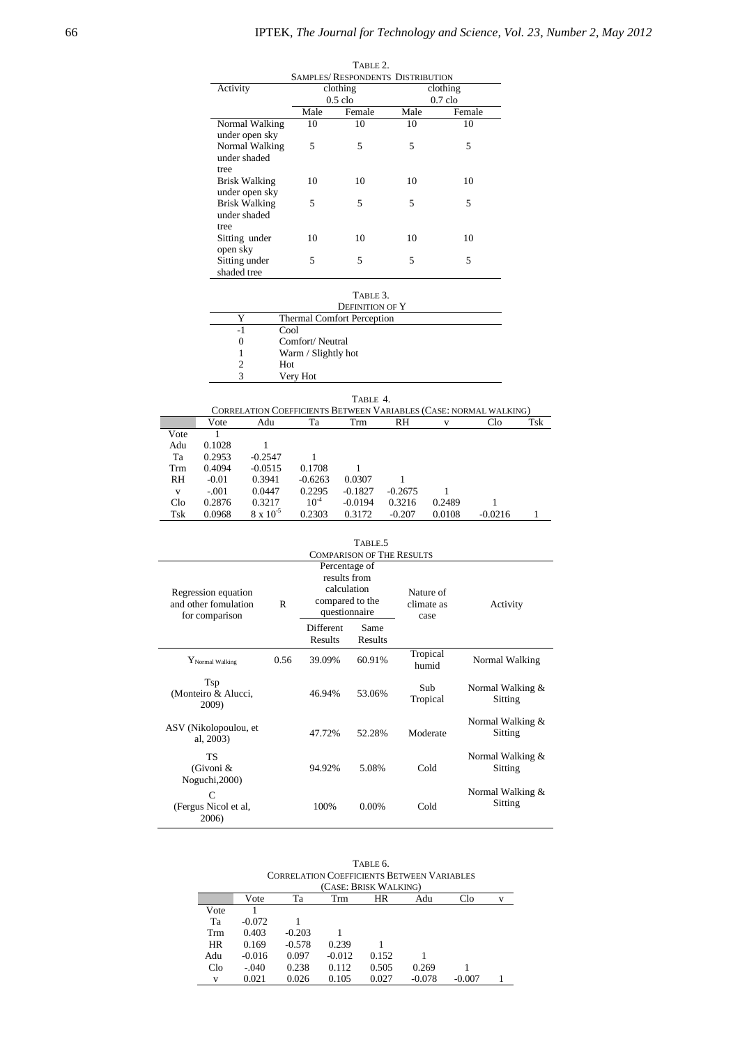TABLE 2.
SAMPLES/ RESPONDENTS DISTRIBUTION

| Activity | clothing 0.5 clo | | clothing 0.7 clo | |
|---|---|---|---|---|
| | Male | Female | Male | Female |
| Normal Walking under open sky | 10 | 10 | 10 | 10 |
| Normal Walking under shaded tree | 5 | 5 | 5 | 5 |
| Brisk Walking under open sky | 10 | 10 | 10 | 10 |
| Brisk Walking under shaded tree | 5 | 5 | 5 | 5 |
| Sitting under open sky | 10 | 10 | 10 | 10 |
| Sitting under shaded tree | 5 | 5 | 5 | 5 |

TABLE 3.
DEFINITION OF Y

| Y | Thermal Comfort Perception |
|---|---|
| -1 | Cool |
| 0 | Comfort/ Neutral |
| 1 | Warm / Slightly hot |
| 2 | Hot |
| 3 | Very Hot |

TABLE 4.
CORRELATION COEFFICIENTS BETWEEN VARIABLES (CASE: NORMAL WALKING)

| | Vote | Adu | Ta | Trm | RH | v | Clo | Tsk |
|---|---|---|---|---|---|---|---|---|
| Vote | 1 | | | | | | | |
| Adu | 0.1028 | 1 | | | | | | |
| Ta | 0.2953 | -0.2547 | 1 | | | | | |
| Trm | 0.4094 | -0.0515 | 0.1708 | 1 | | | | |
| RH | -0.01 | 0.3941 | -0.6263 | 0.0307 | 1 | | | |
| v | -.001 | 0.0447 | 0.2295 | -0.1827 | -0.2675 | 1 | | |
| Clo | 0.2876 | 0.3217 | $10^{-4}$ | -0.0194 | 0.3216 | 0.2489 | 1 | |
| Tsk | 0.0968 | $8 \times 10^{-5}$ | 0.2303 | 0.3172 | -0.207 | 0.0108 | -0.0216 | 1 |

TABLE.5
COMPARISON OF THE RESULTS

| Regression equation and other fomulation for comparison | R | Percentage of results from calculation compared to the questionnaire | | Nature of climate as case | Activity |
|---|---|---|---|---|---|
| | | Different Results | Same Results | | |
| $Y_{\text{Normal Walking}}$ | 0.56 | 39.09% | 60.91% | Tropical humid | Normal Walking |
| Tsp (Monteiro & Alucci, 2009) | | 46.94% | 53.06% | Sub Tropical | Normal Walking & Sitting |
| ASV (Nikolopoulou, et al, 2003) | | 47.72% | 52.28% | Moderate | Normal Walking & Sitting |
| TS (Givoni & Noguchi,2000) | | 94.92% | 5.08% | Cold | Normal Walking & Sitting |
| C (Fergus Nicol et al, 2006) | | 100% | 0.00% | Cold | Normal Walking & Sitting |

TABLE 6.
CORRELATION COEFFICIENTS BETWEEN VARIABLES
(CASE: BRISK WALKING)

| | Vote | Ta | Trm | HR | Adu | Clo | v |
|---|---|---|---|---|---|---|---|
| Vote | 1 | | | | | | |
| Ta | -0.072 | 1 | | | | | |
| Trm | 0.403 | -0.203 | 1 | | | | |
| HR | 0.169 | -0.578 | 0.239 | 1 | | | |
| Adu | -0.016 | 0.097 | -0.012 | 0.152 | 1 | | |
| Clo | -.040 | 0.238 | 0.112 | 0.505 | 0.269 | 1 | |
| v | 0.021 | 0.026 | 0.105 | 0.027 | -0.078 | -0.007 | 1 |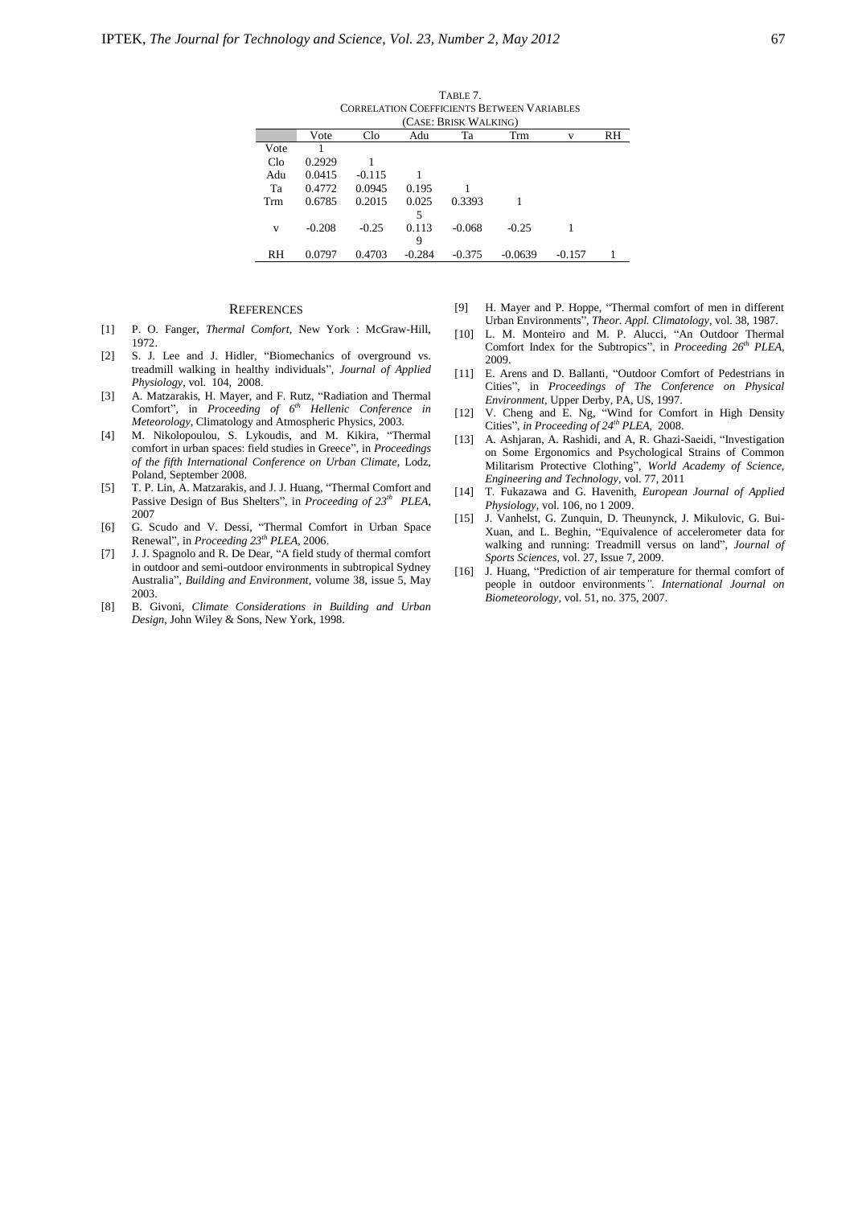TABLE 7.
CORRELATION COEFFICIENTS BETWEEN VARIABLES
(CASE: BRISK WALKING)

| | Vote | Clo | Adu | Ta | Trm | v | RH |
|---|---|---|---|---|---|---|---|
| Vote | 1 | | | | | | |
| Clo | 0.2929 | 1 | | | | | |
| Adu | 0.0415 | -0.115 | 1 | | | | |
| Ta | 0.4772 | 0.0945 | 0.195 | 1 | | | |
| Trm | 0.6785 | 0.2015 | 0.0255 | 0.3393 | 1 | | |
| v | -0.208 | -0.25 | 0.1139 | -0.068 | -0.25 | 1 | |
| RH | 0.0797 | 0.4703 | -0.284 | -0.375 | -0.0639 | -0.157 | 1 |

## REFERENCES

[1] P. O. Fanger, *Thermal Comfort*, New York : McGraw-Hill, 1972.

[2] S. J. Lee and J. Hidler, "Biomechanics of overground vs. treadmill walking in healthy individuals", *Journal of Applied Physiology*, vol. 104, 2008.

[3] A. Matzarakis, H. Mayer, and F. Rutz, "Radiation and Thermal Comfort", in *Proceeding of 6th Hellenic Conference in Meteorology*, Climatology and Atmospheric Physics, 2003.

[4] M. Nikolopoulou, S. Lykoudis, and M. Kikira, "Thermal comfort in urban spaces: field studies in Greece", in *Proceedings of the fifth International Conference on Urban Climate*, Lodz, Poland, September 2008.

[5] T. P. Lin, A. Matzarakis, and J. J. Huang, "Thermal Comfort and Passive Design of Bus Shelters", in *Proceeding of 23th PLEA*, 2007

[6] G. Scudo and V. Dessi, "Thermal Comfort in Urban Space Renewal", in *Proceeding 23th PLEA*, 2006.

[7] J. J. Spagnolo and R. De Dear, "A field study of thermal comfort in outdoor and semi-outdoor environments in subtropical Sydney Australia", *Building and Environment*, volume 38, issue 5, May 2003.

[8] B. Givoni, *Climate Considerations in Building and Urban Design*, John Wiley & Sons, New York, 1998.

[9] H. Mayer and P. Hoppe, "Thermal comfort of men in different Urban Environments", *Theor. Appl. Climatology*, vol. 38, 1987.

[10] L. M. Monteiro and M. P. Alucci, "An Outdoor Thermal Comfort Index for the Subtropics", in *Proceeding 26th PLEA*, 2009.

[11] E. Arens and D. Ballanti, "Outdoor Comfort of Pedestrians in Cities", in *Proceedings of The Conference on Physical Environment*, Upper Derby, PA, US, 1997.

[12] V. Cheng and E. Ng, "Wind for Comfort in High Density Cities", *in Proceeding of 24th PLEA*, 2008.

[13] A. Ashjaran, A. Rashidi, and A, R. Ghazi-Saeidi, "Investigation on Some Ergonomics and Psychological Strains of Common Militarism Protective Clothing", *World Academy of Science, Engineering and Technology*, vol. 77, 2011

[14] T. Fukazawa and G. Havenith, *European Journal of Applied Physiology*, vol. 106, no 1 2009.

[15] J. Vanhelst, G. Zunquin, D. Theunynck, J. Mikulovic, G. Bui-Xuan, and L. Beghin, "Equivalence of accelerometer data for walking and running: Treadmill versus on land", *Journal of Sports Sciences*, vol. 27, Issue 7, 2009.

[16] J. Huang, "Prediction of air temperature for thermal comfort of people in outdoor environments". *International Journal on Biometeorology*, vol. 51, no. 375, 2007.